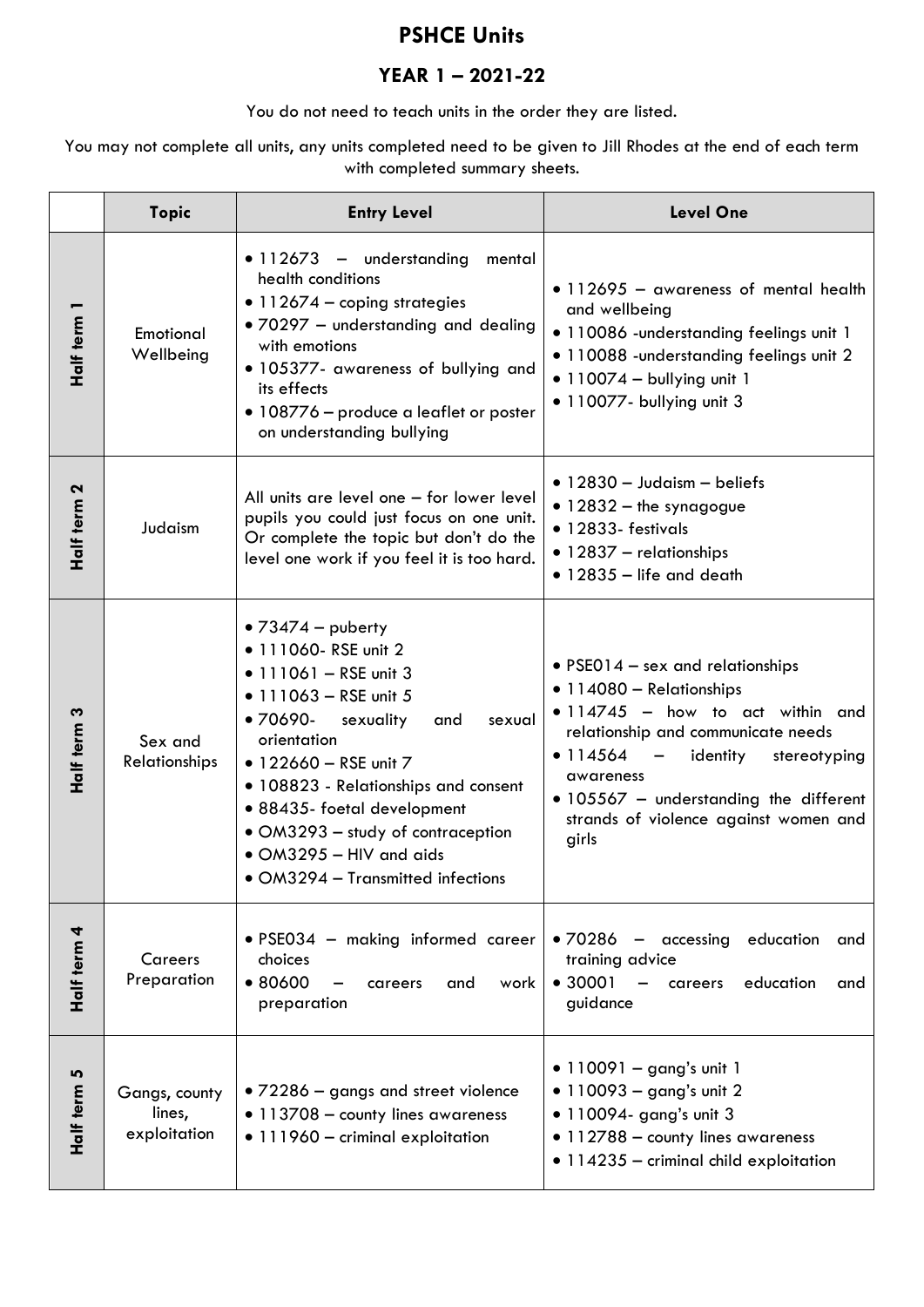# PSHCE Units

## YEAR 1 – 2021-22

You do not need to teach units in the order they are listed.

You may not complete all units, any units completed need to be given to Jill Rhodes at the end of each term with completed summary sheets.

| | Topic | Entry Level | Level One |
|---|---|---|---|
| Half term 1 | Emotional Wellbeing | • 112673 – understanding mental health conditions<br>• 112674 – coping strategies<br>• 70297 – understanding and dealing with emotions<br>• 105377- awareness of bullying and its effects<br>• 108776 – produce a leaflet or poster on understanding bullying | • 112695 – awareness of mental health and wellbeing<br>• 110086 -understanding feelings unit 1<br>• 110088 -understanding feelings unit 2<br>• 110074 – bullying unit 1<br>• 110077- bullying unit 3 |
| Half term 2 | Judaism | All units are level one – for lower level pupils you could just focus on one unit. Or complete the topic but don't do the level one work if you feel it is too hard. | • 12830 – Judaism – beliefs<br>• 12832 – the synagogue<br>• 12833- festivals<br>• 12837 – relationships<br>• 12835 – life and death |
| Half term 3 | Sex and Relationships | • 73474 – puberty<br>• 111060- RSE unit 2<br>• 111061 – RSE unit 3<br>• 111063 – RSE unit 5<br>• 70690- sexuality and sexual orientation<br>• 122660 – RSE unit 7<br>• 108823 - Relationships and consent<br>• 88435- foetal development<br>• OM3293 – study of contraception<br>• OM3295 – HIV and aids<br>• OM3294 – Transmitted infections | • PSE014 – sex and relationships<br>• 114080 – Relationships<br>• 114745 – how to act within and relationship and communicate needs<br>• 114564 – identity stereotyping awareness<br>• 105567 – understanding the different strands of violence against women and girls |
| Half term 4 | Careers Preparation | • PSE034 – making informed career choices<br>• 80600 – careers and work preparation | • 70286 – accessing education and training advice<br>• 30001 – careers education and guidance |
| Half term 5 | Gangs, county lines, exploitation | • 72286 – gangs and street violence<br>• 113708 – county lines awareness<br>• 111960 – criminal exploitation | • 110091 – gang's unit 1<br>• 110093 – gang's unit 2<br>• 110094- gang's unit 3<br>• 112788 – county lines awareness<br>• 114235 – criminal child exploitation |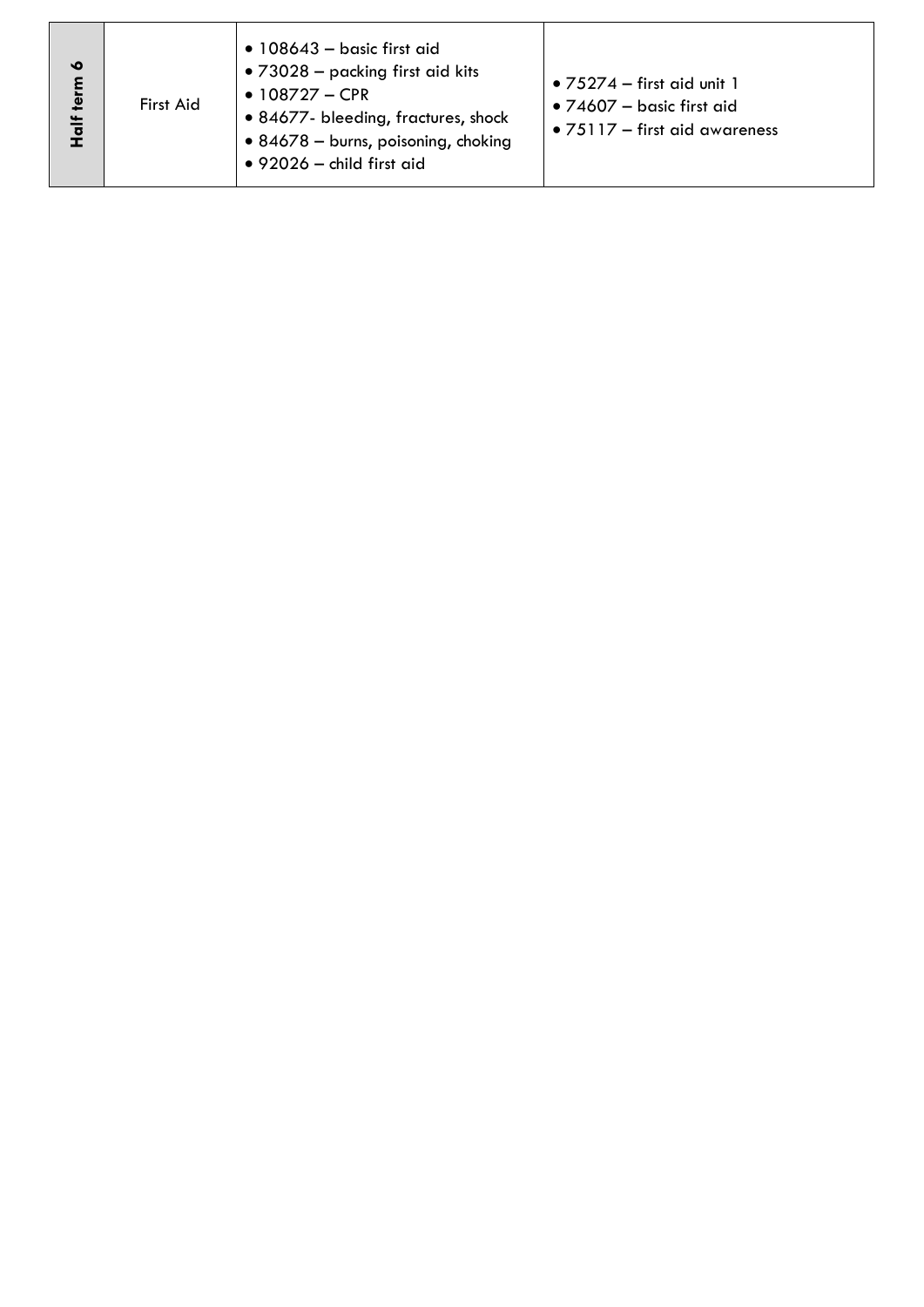| | | | |
|---|---|---|---|
| **Half term 6** | First Aid | • 108643 – basic first aid<br>• 73028 – packing first aid kits<br>• 108727 – CPR<br>• 84677- bleeding, fractures, shock<br>• 84678 – burns, poisoning, choking<br>• 92026 – child first aid | • 75274 – first aid unit 1<br>• 74607 – basic first aid<br>• 75117 – first aid awareness |